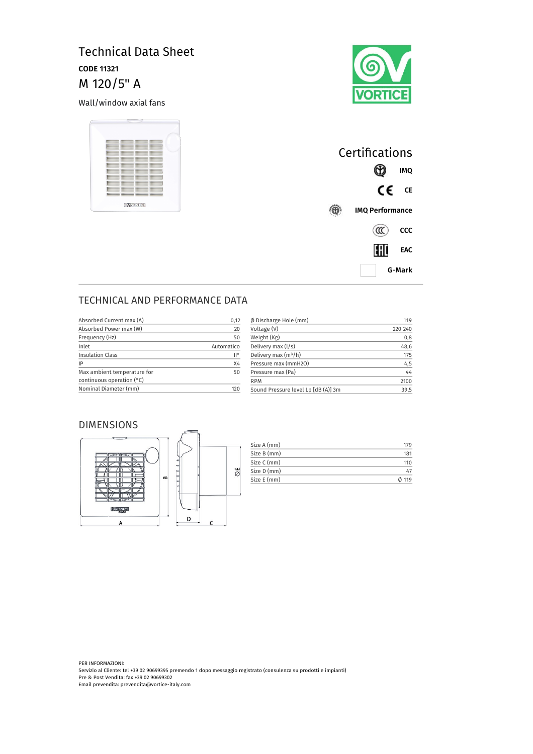# Technical Data Sheet

**CODE 11321**

## M 120/5" A

Wall/window axial fans

## Certifications

**IMQ**

**CE**

**IMQ Performance**

**CCC**

**EAC**

**G-Mark**

## TECHNICAL AND PERFORMANCE DATA

| | |
|---|---|
| Absorbed Current max (A) | 0,12 |
| Absorbed Power max (W) | 20 |
| Frequency (Hz) | 50 |
| Inlet | Automatico |
| Insulation Class | II° |
| IP | X4 |
| Max ambient temperature for continuous operation (°C) | 50 |
| Nominal Diameter (mm) | 120 |

| | |
|---|---|
| Ø Discharge Hole (mm) | 119 |
| Voltage (V) | 220-240 |
| Weight (Kg) | 0,8 |
| Delivery max (l/s) | 48,6 |
| Delivery max (m³/h) | 175 |
| Pressure max (mmH2O) | 4,5 |
| Pressure max (Pa) | 44 |
| RPM | 2100 |
| Sound Pressure level Lp [dB (A)] 3m | 39,5 |

## DIMENSIONS

| | |
|---|---|
| Size A (mm) | 179 |
| Size B (mm) | 181 |
| Size C (mm) | 110 |
| Size D (mm) | 47 |
| Size E (mm) | Ø 119 |

PER INFORMAZIONI:
Servizio al Cliente: tel +39 02 90699395 premendo 1 dopo messaggio registrato (consulenza su prodotti e impianti)
Pre & Post Vendita: fax +39 02 90699302
Email prevendita: prevendita@vortice-italy.com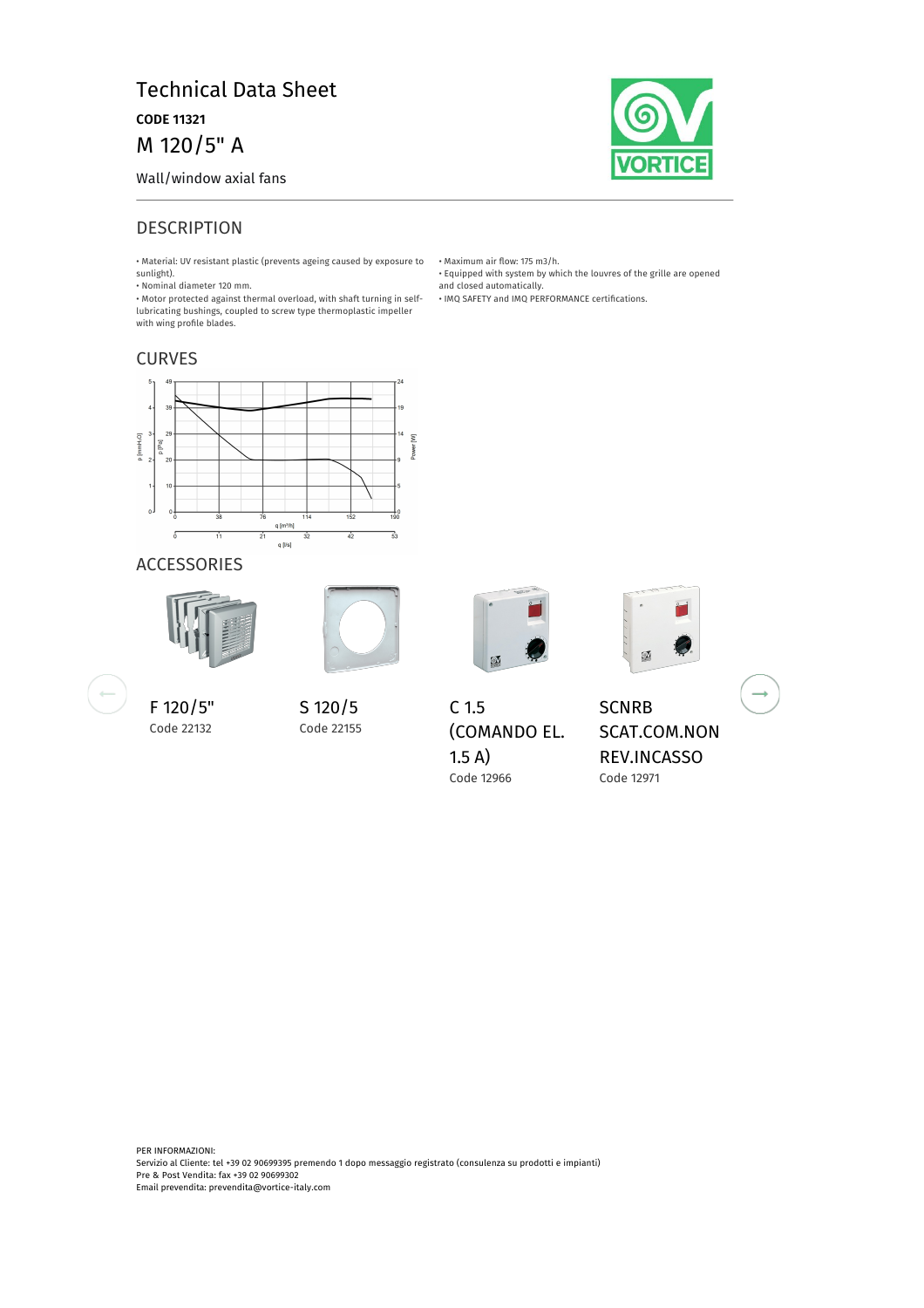# Technical Data Sheet

**CODE 11321**

## M 120/5" A

Wall/window axial fans

## DESCRIPTION

- Material: UV resistant plastic (prevents ageing caused by exposure to sunlight).
- Nominal diameter 120 mm.
- Motor protected against thermal overload, with shaft turning in self-lubricating bushings, coupled to screw type thermoplastic impeller with wing profile blades.
- Maximum air flow: 175 m3/h.
- Equipped with system by which the louvres of the grille are opened and closed automatically.
- IMQ SAFETY and IMQ PERFORMANCE certifications.

## CURVES

p [mmH₂O]: 0, 1, 2, 3, 4, 5

p [Pa]: 0, 10, 20, 29, 39, 49

Power [W]: 0, 5, 9, 14, 19, 24

q [m³/h]: 0, 38, 76, 114, 152, 190

q [l/s]: 0, 11, 21, 32, 42, 53

## ACCESSORIES

F 120/5"
Code 22132

S 120/5
Code 22155

C 1.5 (COMANDO EL. 1.5 A)
Code 12966

SCNRB SCAT.COM.NON REV.INCASSO
Code 12971

PER INFORMAZIONI:
Servizio al Cliente: tel +39 02 90699395 premendo 1 dopo messaggio registrato (consulenza su prodotti e impianti)
Pre & Post Vendita: fax +39 02 90699302
Email prevendita: prevendita@vortice-italy.com